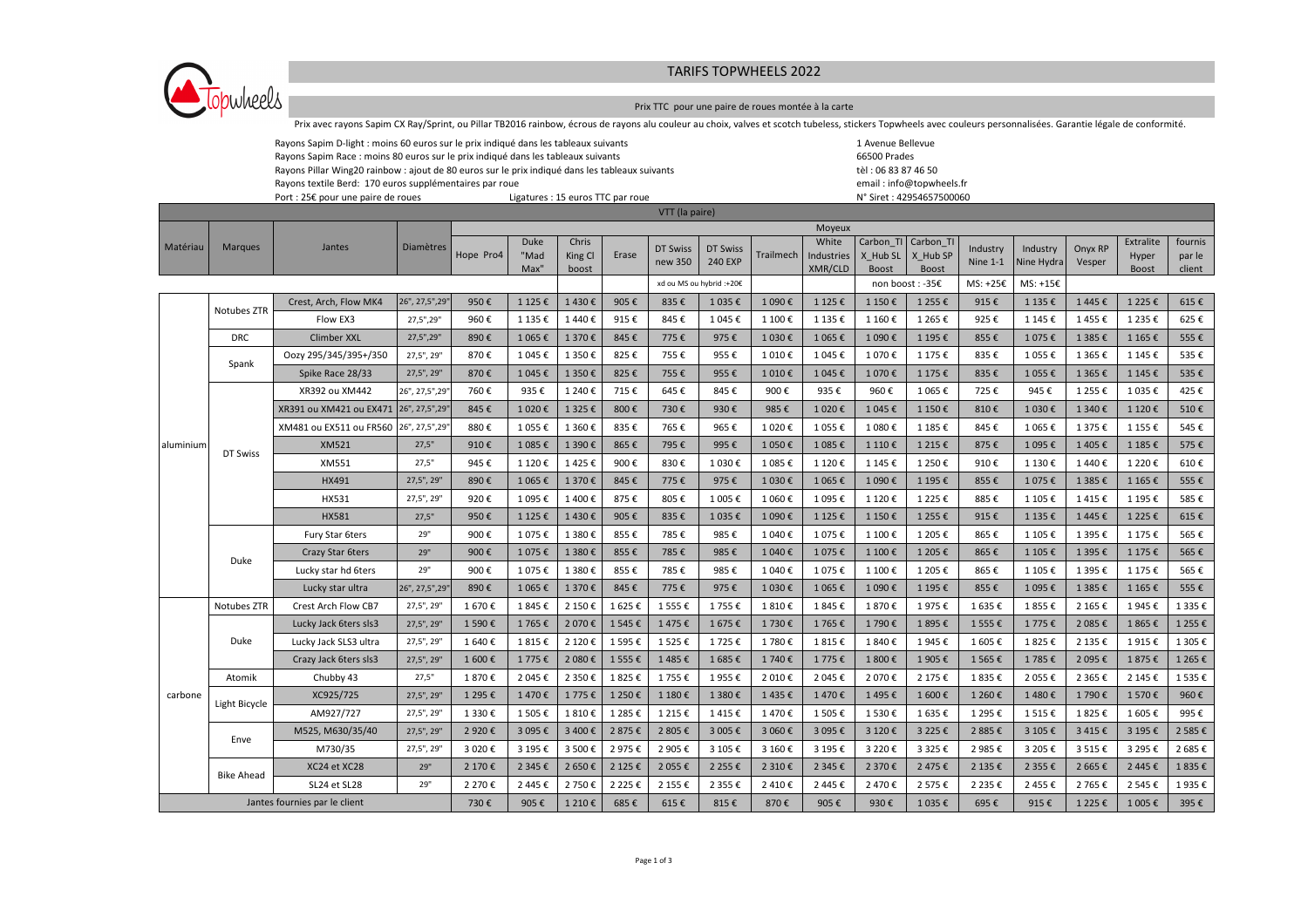# TARIFS TOPWHEELS 2022

Prix TTC pour une paire de roues montée à la carte

Prix avec rayons Sapim CX Ray/Sprint, ou Pillar TB2016 rainbow, écrous de rayons alu couleur au choix, valves et scotch tubeless, stickers Topwheels avec couleurs personnalisées. Garantie légale de conformité.

Rayons Sapim D-light : moins 60 euros sur le prix indiqué dans les tableaux suivants
Rayons Sapim Race : moins 80 euros sur le prix indiqué dans les tableaux suivants
Rayons Pillar Wing20 rainbow : ajout de 80 euros sur le prix indiqué dans les tableaux suivants
Rayons textile Berd: 170 euros supplémentaires par roue
Port : 25€ pour une paire de roues          Ligatures : 15 euros TTC par roue

1 Avenue Bellevue
66500 Prades
tèl : 06 83 87 46 50
email : info@topwheels.fr
N° Siret : 42954657500060

| VTT (la paire) | | | | | | | | | | | | | | | | | | | |
|---|---|---|---|---|---|---|---|---|---|---|---|---|---|---|---|---|---|---|---|
| Matériau | Marques | Jantes | Diamètres | Moyeux | | | | | | | | | | | | | | | |
| | | | | Hope Pro4 | Duke "Mad Max" | Chris King Cl boost | Erase | DT Swiss new 350 | DT Swiss 240 EXP | Trailmech | White Industries XMR/CLD | Carbon_TI X_Hub SL Boost | Carbon_TI X_Hub SP Boost | Industry Nine 1-1 | Industry Nine Hydra | Onyx RP Vesper | Extralite Hyper Boost | fournis par le client |
| | | | | | | | | xd ou MS ou hybrid :+20€ | | | | non boost : -35€ | | MS: +25€ | MS: +15€ | | | |
| aluminium | Notubes ZTR | Crest, Arch, Flow MK4 | 26", 27,5",29" | 950 € | 1 125 € | 1 430 € | 905 € | 835 € | 1 035 € | 1 090 € | 1 125 € | 1 150 € | 1 255 € | 915 € | 1 135 € | 1 445 € | 1 225 € | 615 € |
| | | Flow EX3 | 27,5",29" | 960 € | 1 135 € | 1 440 € | 915 € | 845 € | 1 045 € | 1 100 € | 1 135 € | 1 160 € | 1 265 € | 925 € | 1 145 € | 1 455 € | 1 235 € | 625 € |
| | DRC | Climber XXL | 27,5",29" | 890 € | 1 065 € | 1 370 € | 845 € | 775 € | 975 € | 1 030 € | 1 065 € | 1 090 € | 1 195 € | 855 € | 1 075 € | 1 385 € | 1 165 € | 555 € |
| | Spank | Oozy 295/345/395+/350 | 27,5", 29" | 870 € | 1 045 € | 1 350 € | 825 € | 755 € | 955 € | 1 010 € | 1 045 € | 1 070 € | 1 175 € | 835 € | 1 055 € | 1 365 € | 1 145 € | 535 € |
| | | Spike Race 28/33 | 27,5", 29" | 870 € | 1 045 € | 1 350 € | 825 € | 755 € | 955 € | 1 010 € | 1 045 € | 1 070 € | 1 175 € | 835 € | 1 055 € | 1 365 € | 1 145 € | 535 € |
| | DT Swiss | XR392 ou XM442 | 26", 27,5",29" | 760 € | 935 € | 1 240 € | 715 € | 645 € | 845 € | 900 € | 935 € | 960 € | 1 065 € | 725 € | 945 € | 1 255 € | 1 035 € | 425 € |
| | | XR391 ou XM421 ou EX471 | 26", 27,5",29" | 845 € | 1 020 € | 1 325 € | 800 € | 730 € | 930 € | 985 € | 1 020 € | 1 045 € | 1 150 € | 810 € | 1 030 € | 1 340 € | 1 120 € | 510 € |
| | | XM481 ou EX511 ou FR560 | 26", 27,5",29" | 880 € | 1 055 € | 1 360 € | 835 € | 765 € | 965 € | 1 020 € | 1 055 € | 1 080 € | 1 185 € | 845 € | 1 065 € | 1 375 € | 1 155 € | 545 € |
| | | XM521 | 27,5" | 910 € | 1 085 € | 1 390 € | 865 € | 795 € | 995 € | 1 050 € | 1 085 € | 1 110 € | 1 215 € | 875 € | 1 095 € | 1 405 € | 1 185 € | 575 € |
| | | XM551 | 27,5" | 945 € | 1 120 € | 1 425 € | 900 € | 830 € | 1 030 € | 1 085 € | 1 120 € | 1 145 € | 1 250 € | 910 € | 1 130 € | 1 440 € | 1 220 € | 610 € |
| | | HX491 | 27,5", 29" | 890 € | 1 065 € | 1 370 € | 845 € | 775 € | 975 € | 1 030 € | 1 065 € | 1 090 € | 1 195 € | 855 € | 1 075 € | 1 385 € | 1 165 € | 555 € |
| | | HX531 | 27,5", 29" | 920 € | 1 095 € | 1 400 € | 875 € | 805 € | 1 005 € | 1 060 € | 1 095 € | 1 120 € | 1 225 € | 885 € | 1 105 € | 1 415 € | 1 195 € | 585 € |
| | | HX581 | 27,5" | 950 € | 1 125 € | 1 430 € | 905 € | 835 € | 1 035 € | 1 090 € | 1 125 € | 1 150 € | 1 255 € | 915 € | 1 135 € | 1 445 € | 1 225 € | 615 € |
| | Duke | Fury Star 6ters | 29" | 900 € | 1 075 € | 1 380 € | 855 € | 785 € | 985 € | 1 040 € | 1 075 € | 1 100 € | 1 205 € | 865 € | 1 105 € | 1 395 € | 1 175 € | 565 € |
| | | Crazy Star 6ters | 29" | 900 € | 1 075 € | 1 380 € | 855 € | 785 € | 985 € | 1 040 € | 1 075 € | 1 100 € | 1 205 € | 865 € | 1 105 € | 1 395 € | 1 175 € | 565 € |
| | | Lucky star hd 6ters | 29" | 900 € | 1 075 € | 1 380 € | 855 € | 785 € | 985 € | 1 040 € | 1 075 € | 1 100 € | 1 205 € | 865 € | 1 105 € | 1 395 € | 1 175 € | 565 € |
| | | Lucky star ultra | 26", 27,5",29" | 890 € | 1 065 € | 1 370 € | 845 € | 775 € | 975 € | 1 030 € | 1 065 € | 1 090 € | 1 195 € | 855 € | 1 095 € | 1 385 € | 1 165 € | 555 € |
| carbone | Notubes ZTR | Crest Arch Flow CB7 | 27,5", 29" | 1 670 € | 1 845 € | 2 150 € | 1 625 € | 1 555 € | 1 755 € | 1 810 € | 1 845 € | 1 870 € | 1 975 € | 1 635 € | 1 855 € | 2 165 € | 1 945 € | 1 335 € |
| | Duke | Lucky Jack 6ters sls3 | 27,5", 29" | 1 590 € | 1 765 € | 2 070 € | 1 545 € | 1 475 € | 1 675 € | 1 730 € | 1 765 € | 1 790 € | 1 895 € | 1 555 € | 1 775 € | 2 085 € | 1 865 € | 1 255 € |
| | | Lucky Jack SLS3 ultra | 27,5", 29" | 1 640 € | 1 815 € | 2 120 € | 1 595 € | 1 525 € | 1 725 € | 1 780 € | 1 815 € | 1 840 € | 1 945 € | 1 605 € | 1 825 € | 2 135 € | 1 915 € | 1 305 € |
| | | Crazy Jack 6ters sls3 | 27,5", 29" | 1 600 € | 1 775 € | 2 080 € | 1 555 € | 1 485 € | 1 685 € | 1 740 € | 1 775 € | 1 800 € | 1 905 € | 1 565 € | 1 785 € | 2 095 € | 1 875 € | 1 265 € |
| | Atomik | Chubby 43 | 27,5" | 1 870 € | 2 045 € | 2 350 € | 1 825 € | 1 755 € | 1 955 € | 2 010 € | 2 045 € | 2 070 € | 2 175 € | 1 835 € | 2 055 € | 2 365 € | 2 145 € | 1 535 € |
| | Light Bicycle | XC925/725 | 27,5", 29" | 1 295 € | 1 470 € | 1 775 € | 1 250 € | 1 180 € | 1 380 € | 1 435 € | 1 470 € | 1 495 € | 1 600 € | 1 260 € | 1 480 € | 1 790 € | 1 570 € | 960 € |
| | | AM927/727 | 27,5", 29" | 1 330 € | 1 505 € | 1 810 € | 1 285 € | 1 215 € | 1 415 € | 1 470 € | 1 505 € | 1 530 € | 1 635 € | 1 295 € | 1 515 € | 1 825 € | 1 605 € | 995 € |
| | Enve | M525, M630/35/40 | 27,5", 29" | 2 920 € | 3 095 € | 3 400 € | 2 875 € | 2 805 € | 3 005 € | 3 060 € | 3 095 € | 3 120 € | 3 225 € | 2 885 € | 3 105 € | 3 415 € | 3 195 € | 2 585 € |
| | | M730/35 | 27,5", 29" | 3 020 € | 3 195 € | 3 500 € | 2 975 € | 2 905 € | 3 105 € | 3 160 € | 3 195 € | 3 220 € | 3 325 € | 2 985 € | 3 205 € | 3 515 € | 3 295 € | 2 685 € |
| | Bike Ahead | XC24 et XC28 | 29" | 2 170 € | 2 345 € | 2 650 € | 2 125 € | 2 055 € | 2 255 € | 2 310 € | 2 345 € | 2 370 € | 2 475 € | 2 135 € | 2 355 € | 2 665 € | 2 445 € | 1 835 € |
| | | SL24 et SL28 | 29" | 2 270 € | 2 445 € | 2 750 € | 2 225 € | 2 155 € | 2 355 € | 2 410 € | 2 445 € | 2 470 € | 2 575 € | 2 235 € | 2 455 € | 2 765 € | 2 545 € | 1 935 € |
| Jantes fournies par le client | | | | 730 € | 905 € | 1 210 € | 685 € | 615 € | 815 € | 870 € | 905 € | 930 € | 1 035 € | 695 € | 915 € | 1 225 € | 1 005 € | 395 € |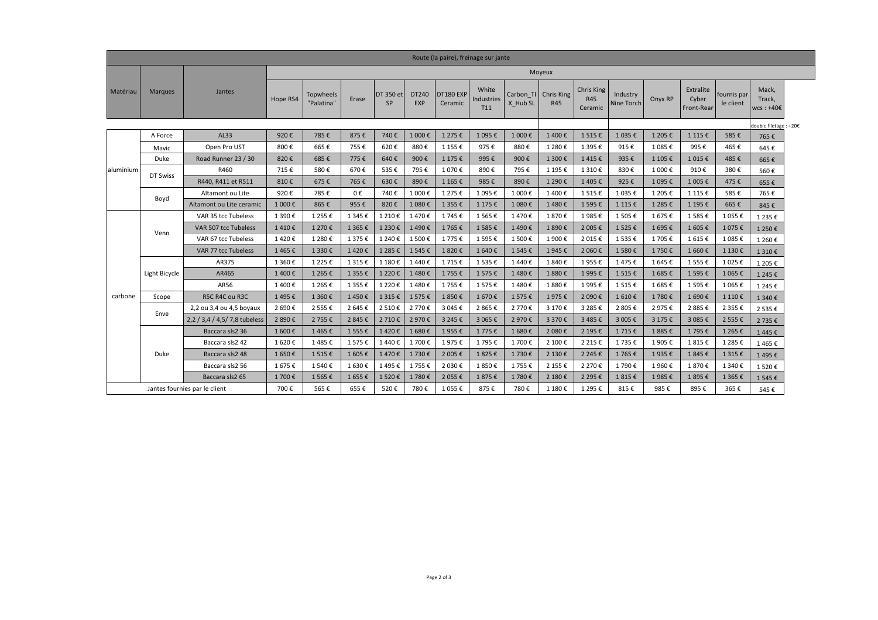| Route (la paire), freinage sur jante | | | | | | | | | | | | | | | | | | |
|---|---|---|---|---|---|---|---|---|---|---|---|---|---|---|---|---|---|---|
| Matériau | Marques | Jantes | Moyeux | | | | | | | | | | | | | | | |
| | | | Hope RS4 | Topwheels "Palatina" | Erase | DT 350 et SP | DT240 EXP | DT180 EXP Ceramic | White Industries T11 | Carbon_TI X_Hub SL | Chris King R45 | Chris King R45 Ceramic | Industry Nine Torch | Onyx RP | Extralite Cyber Front-Rear | fournis par le client | Mack, Track, wcs : +40€ |
| | | | | | | | | | | | | | | | | | double filetage : +20€ |
| aluminium | A Force | AL33 | 920 € | 785 € | 875 € | 740 € | 1 000 € | 1 275 € | 1 095 € | 1 000 € | 1 400 € | 1 515 € | 1 035 € | 1 205 € | 1 115 € | 585 € | 765 € |
| | Mavic | Open Pro UST | 800 € | 665 € | 755 € | 620 € | 880 € | 1 155 € | 975 € | 880 € | 1 280 € | 1 395 € | 915 € | 1 085 € | 995 € | 465 € | 645 € |
| | Duke | Road Runner 23 / 30 | 820 € | 685 € | 775 € | 640 € | 900 € | 1 175 € | 995 € | 900 € | 1 300 € | 1 415 € | 935 € | 1 105 € | 1 015 € | 485 € | 665 € |
| | DT Swiss | R460 | 715 € | 580 € | 670 € | 535 € | 795 € | 1 070 € | 890 € | 795 € | 1 195 € | 1 310 € | 830 € | 1 000 € | 910 € | 380 € | 560 € |
| | | R440, R411 et R511 | 810 € | 675 € | 765 € | 630 € | 890 € | 1 165 € | 985 € | 890 € | 1 290 € | 1 405 € | 925 € | 1 095 € | 1 005 € | 475 € | 655 € |
| | Boyd | Altamont ou Lite | 920 € | 785 € | 0 € | 740 € | 1 000 € | 1 275 € | 1 095 € | 1 000 € | 1 400 € | 1 515 € | 1 035 € | 1 205 € | 1 115 € | 585 € | 765 € |
| | | Altamont ou Lite ceramic | 1 000 € | 865 € | 955 € | 820 € | 1 080 € | 1 355 € | 1 175 € | 1 080 € | 1 480 € | 1 595 € | 1 115 € | 1 285 € | 1 195 € | 665 € | 845 € |
| carbone | Venn | VAR 35 tcc Tubeless | 1 390 € | 1 255 € | 1 345 € | 1 210 € | 1 470 € | 1 745 € | 1 565 € | 1 470 € | 1 870 € | 1 985 € | 1 505 € | 1 675 € | 1 585 € | 1 055 € | 1 235 € |
| | | VAR 507 tcc Tubeless | 1 410 € | 1 270 € | 1 365 € | 1 230 € | 1 490 € | 1 765 € | 1 585 € | 1 490 € | 1 890 € | 2 005 € | 1 525 € | 1 695 € | 1 605 € | 1 075 € | 1 250 € |
| | | VAR 67 tcc Tubeless | 1 420 € | 1 280 € | 1 375 € | 1 240 € | 1 500 € | 1 775 € | 1 595 € | 1 500 € | 1 900 € | 2 015 € | 1 535 € | 1 705 € | 1 615 € | 1 085 € | 1 260 € |
| | | VAR 77 tcc Tubeless | 1 465 € | 1 330 € | 1 420 € | 1 285 € | 1 545 € | 1 820 € | 1 640 € | 1 545 € | 1 945 € | 2 060 € | 1 580 € | 1 750 € | 1 660 € | 1 130 € | 1 310 € |
| | Light Bicycle | AR375 | 1 360 € | 1 225 € | 1 315 € | 1 180 € | 1 440 € | 1 715 € | 1 535 € | 1 440 € | 1 840 € | 1 955 € | 1 475 € | 1 645 € | 1 555 € | 1 025 € | 1 205 € |
| | | AR465 | 1 400 € | 1 265 € | 1 355 € | 1 220 € | 1 480 € | 1 755 € | 1 575 € | 1 480 € | 1 880 € | 1 995 € | 1 515 € | 1 685 € | 1 595 € | 1 065 € | 1 245 € |
| | | AR56 | 1 400 € | 1 265 € | 1 355 € | 1 220 € | 1 480 € | 1 755 € | 1 575 € | 1 480 € | 1 880 € | 1 995 € | 1 515 € | 1 685 € | 1 595 € | 1 065 € | 1 245 € |
| | Scope | R5C R4C ou R3C | 1 495 € | 1 360 € | 1 450 € | 1 315 € | 1 575 € | 1 850 € | 1 670 € | 1 575 € | 1 975 € | 2 090 € | 1 610 € | 1 780 € | 1 690 € | 1 110 € | 1 340 € |
| | Enve | 2,2 ou 3,4 ou 4,5 boyaux | 2 690 € | 2 555 € | 2 645 € | 2 510 € | 2 770 € | 3 045 € | 2 865 € | 2 770 € | 3 170 € | 3 285 € | 2 805 € | 2 975 € | 2 885 € | 2 355 € | 2 535 € |
| | | 2,2 / 3,4 / 4,5/ 7,8 tubeless | 2 890 € | 2 755 € | 2 845 € | 2 710 € | 2 970 € | 3 245 € | 3 065 € | 2 970 € | 3 370 € | 3 485 € | 3 005 € | 3 175 € | 3 085 € | 2 555 € | 2 735 € |
| | Duke | Baccara sls2 36 | 1 600 € | 1 465 € | 1 555 € | 1 420 € | 1 680 € | 1 955 € | 1 775 € | 1 680 € | 2 080 € | 2 195 € | 1 715 € | 1 885 € | 1 795 € | 1 265 € | 1 445 € |
| | | Baccara sls2 42 | 1 620 € | 1 485 € | 1 575 € | 1 440 € | 1 700 € | 1 975 € | 1 795 € | 1 700 € | 2 100 € | 2 215 € | 1 735 € | 1 905 € | 1 815 € | 1 285 € | 1 465 € |
| | | Baccara sls2 48 | 1 650 € | 1 515 € | 1 605 € | 1 470 € | 1 730 € | 2 005 € | 1 825 € | 1 730 € | 2 130 € | 2 245 € | 1 765 € | 1 935 € | 1 845 € | 1 315 € | 1 495 € |
| | | Baccara sls2 56 | 1 675 € | 1 540 € | 1 630 € | 1 495 € | 1 755 € | 2 030 € | 1 850 € | 1 755 € | 2 155 € | 2 270 € | 1 790 € | 1 960 € | 1 870 € | 1 340 € | 1 520 € |
| | | Baccara sls2 65 | 1 700 € | 1 565 € | 1 655 € | 1 520 € | 1 780 € | 2 055 € | 1 875 € | 1 780 € | 2 180 € | 2 295 € | 1 815 € | 1 985 € | 1 895 € | 1 365 € | 1 545 € |
| Jantes fournies par le client | | | 700 € | 565 € | 655 € | 520 € | 780 € | 1 055 € | 875 € | 780 € | 1 180 € | 1 295 € | 815 € | 985 € | 895 € | 365 € | 545 € |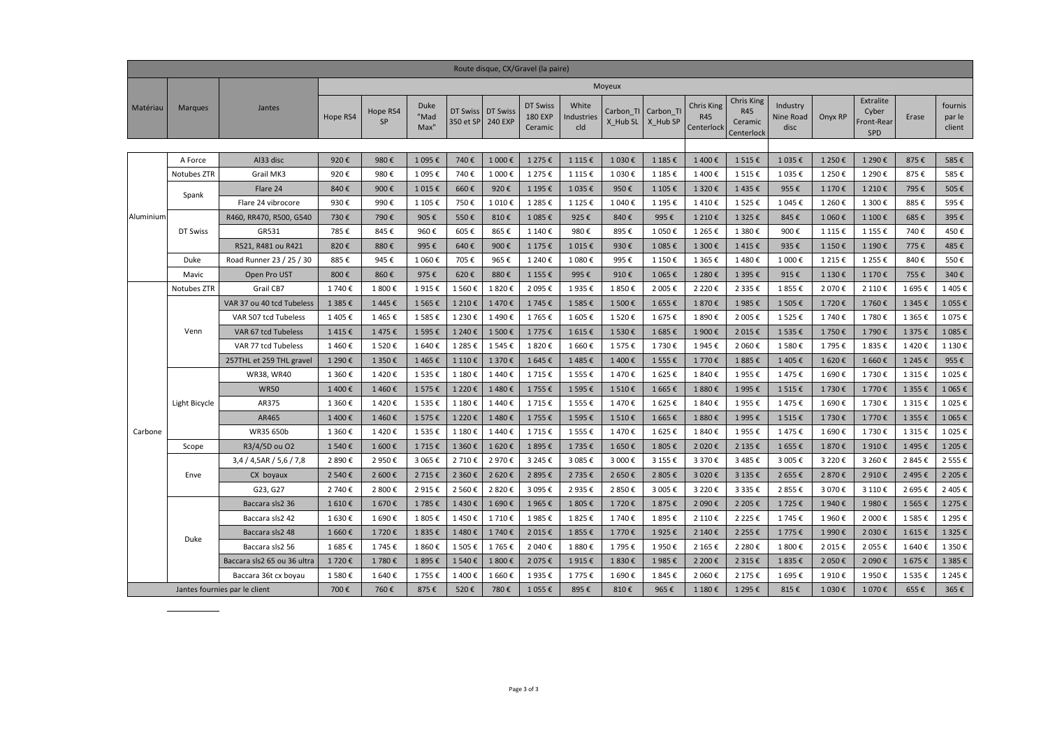| Route disque, CX/Gravel (la paire) | | | | | | | | | | | | | | | | | | | |
|---|---|---|---|---|---|---|---|---|---|---|---|---|---|---|---|---|---|---|---|
| Matériau | Marques | Jantes | Moyeux | | | | | | | | | | | | | | | | |
| | | | Hope RS4 | Hope RS4 SP | Duke "Mad Max" | DT Swiss 350 et SP | DT Swiss 240 EXP | DT Swiss 180 EXP Ceramic | White Industries cld | Carbon_TI X_Hub SL | Carbon_TI X_Hub SP | Chris King R45 Centerlock | Chris King R45 Ceramic Centerlock | Industry Nine Road disc | Onyx RP | Extralite Cyber Front-Rear SPD | Erase | fournis par le client |
| Aluminium | A Force | Al33 disc | 920 € | 980 € | 1 095 € | 740 € | 1 000 € | 1 275 € | 1 115 € | 1 030 € | 1 185 € | 1 400 € | 1 515 € | 1 035 € | 1 250 € | 1 290 € | 875 € | 585 € |
| | Notubes ZTR | Grail MK3 | 920 € | 980 € | 1 095 € | 740 € | 1 000 € | 1 275 € | 1 115 € | 1 030 € | 1 185 € | 1 400 € | 1 515 € | 1 035 € | 1 250 € | 1 290 € | 875 € | 585 € |
| | Spank | Flare 24 | 840 € | 900 € | 1 015 € | 660 € | 920 € | 1 195 € | 1 035 € | 950 € | 1 105 € | 1 320 € | 1 435 € | 955 € | 1 170 € | 1 210 € | 795 € | 505 € |
| | | Flare 24 vibrocore | 930 € | 990 € | 1 105 € | 750 € | 1 010 € | 1 285 € | 1 125 € | 1 040 € | 1 195 € | 1 410 € | 1 525 € | 1 045 € | 1 260 € | 1 300 € | 885 € | 595 € |
| | DT Swiss | R460, RR470, R500, G540 | 730 € | 790 € | 905 € | 550 € | 810 € | 1 085 € | 925 € | 840 € | 995 € | 1 210 € | 1 325 € | 845 € | 1 060 € | 1 100 € | 685 € | 395 € |
| | | GR531 | 785 € | 845 € | 960 € | 605 € | 865 € | 1 140 € | 980 € | 895 € | 1 050 € | 1 265 € | 1 380 € | 900 € | 1 115 € | 1 155 € | 740 € | 450 € |
| | | R521, R481 ou R421 | 820 € | 880 € | 995 € | 640 € | 900 € | 1 175 € | 1 015 € | 930 € | 1 085 € | 1 300 € | 1 415 € | 935 € | 1 150 € | 1 190 € | 775 € | 485 € |
| | Duke | Road Runner 23 / 25 / 30 | 885 € | 945 € | 1 060 € | 705 € | 965 € | 1 240 € | 1 080 € | 995 € | 1 150 € | 1 365 € | 1 480 € | 1 000 € | 1 215 € | 1 255 € | 840 € | 550 € |
| | Mavic | Open Pro UST | 800 € | 860 € | 975 € | 620 € | 880 € | 1 155 € | 995 € | 910 € | 1 065 € | 1 280 € | 1 395 € | 915 € | 1 130 € | 1 170 € | 755 € | 340 € |
| Carbone | Notubes ZTR | Grail CB7 | 1 740 € | 1 800 € | 1 915 € | 1 560 € | 1 820 € | 2 095 € | 1 935 € | 1 850 € | 2 005 € | 2 220 € | 2 335 € | 1 855 € | 2 070 € | 2 110 € | 1 695 € | 1 405 € |
| | Venn | VAR 37 ou 40 tcd Tubeless | 1 385 € | 1 445 € | 1 565 € | 1 210 € | 1 470 € | 1 745 € | 1 585 € | 1 500 € | 1 655 € | 1 870 € | 1 985 € | 1 505 € | 1 720 € | 1 760 € | 1 345 € | 1 055 € |
| | | VAR 507 tcd Tubeless | 1 405 € | 1 465 € | 1 585 € | 1 230 € | 1 490 € | 1 765 € | 1 605 € | 1 520 € | 1 675 € | 1 890 € | 2 005 € | 1 525 € | 1 740 € | 1 780 € | 1 365 € | 1 075 € |
| | | VAR 67 tcd Tubeless | 1 415 € | 1 475 € | 1 595 € | 1 240 € | 1 500 € | 1 775 € | 1 615 € | 1 530 € | 1 685 € | 1 900 € | 2 015 € | 1 535 € | 1 750 € | 1 790 € | 1 375 € | 1 085 € |
| | | VAR 77 tcd Tubeless | 1 460 € | 1 520 € | 1 640 € | 1 285 € | 1 545 € | 1 820 € | 1 660 € | 1 575 € | 1 730 € | 1 945 € | 2 060 € | 1 580 € | 1 795 € | 1 835 € | 1 420 € | 1 130 € |
| | | 257THL et 259 THL gravel | 1 290 € | 1 350 € | 1 465 € | 1 110 € | 1 370 € | 1 645 € | 1 485 € | 1 400 € | 1 555 € | 1 770 € | 1 885 € | 1 405 € | 1 620 € | 1 660 € | 1 245 € | 955 € |
| | Light Bicycle | WR38, WR40 | 1 360 € | 1 420 € | 1 535 € | 1 180 € | 1 440 € | 1 715 € | 1 555 € | 1 470 € | 1 625 € | 1 840 € | 1 955 € | 1 475 € | 1 690 € | 1 730 € | 1 315 € | 1 025 € |
| | | WR50 | 1 400 € | 1 460 € | 1 575 € | 1 220 € | 1 480 € | 1 755 € | 1 595 € | 1 510 € | 1 665 € | 1 880 € | 1 995 € | 1 515 € | 1 730 € | 1 770 € | 1 355 € | 1 065 € |
| | | AR375 | 1 360 € | 1 420 € | 1 535 € | 1 180 € | 1 440 € | 1 715 € | 1 555 € | 1 470 € | 1 625 € | 1 840 € | 1 955 € | 1 475 € | 1 690 € | 1 730 € | 1 315 € | 1 025 € |
| | | AR465 | 1 400 € | 1 460 € | 1 575 € | 1 220 € | 1 480 € | 1 755 € | 1 595 € | 1 510 € | 1 665 € | 1 880 € | 1 995 € | 1 515 € | 1 730 € | 1 770 € | 1 355 € | 1 065 € |
| | | WR35 650b | 1 360 € | 1 420 € | 1 535 € | 1 180 € | 1 440 € | 1 715 € | 1 555 € | 1 470 € | 1 625 € | 1 840 € | 1 955 € | 1 475 € | 1 690 € | 1 730 € | 1 315 € | 1 025 € |
| | Scope | R3/4/5D ou O2 | 1 540 € | 1 600 € | 1 715 € | 1 360 € | 1 620 € | 1 895 € | 1 735 € | 1 650 € | 1 805 € | 2 020 € | 2 135 € | 1 655 € | 1 870 € | 1 910 € | 1 495 € | 1 205 € |
| | Enve | 3,4 / 4,5AR / 5,6 / 7,8 | 2 890 € | 2 950 € | 3 065 € | 2 710 € | 2 970 € | 3 245 € | 3 085 € | 3 000 € | 3 155 € | 3 370 € | 3 485 € | 3 005 € | 3 220 € | 3 260 € | 2 845 € | 2 555 € |
| | | CX boyaux | 2 540 € | 2 600 € | 2 715 € | 2 360 € | 2 620 € | 2 895 € | 2 735 € | 2 650 € | 2 805 € | 3 020 € | 3 135 € | 2 655 € | 2 870 € | 2 910 € | 2 495 € | 2 205 € |
| | | G23, G27 | 2 740 € | 2 800 € | 2 915 € | 2 560 € | 2 820 € | 3 095 € | 2 935 € | 2 850 € | 3 005 € | 3 220 € | 3 335 € | 2 855 € | 3 070 € | 3 110 € | 2 695 € | 2 405 € |
| | Duke | Baccara sls2 36 | 1 610 € | 1 670 € | 1 785 € | 1 430 € | 1 690 € | 1 965 € | 1 805 € | 1 720 € | 1 875 € | 2 090 € | 2 205 € | 1 725 € | 1 940 € | 1 980 € | 1 565 € | 1 275 € |
| | | Baccara sls2 42 | 1 630 € | 1 690 € | 1 805 € | 1 450 € | 1 710 € | 1 985 € | 1 825 € | 1 740 € | 1 895 € | 2 110 € | 2 225 € | 1 745 € | 1 960 € | 2 000 € | 1 585 € | 1 295 € |
| | | Baccara sls2 48 | 1 660 € | 1 720 € | 1 835 € | 1 480 € | 1 740 € | 2 015 € | 1 855 € | 1 770 € | 1 925 € | 2 140 € | 2 255 € | 1 775 € | 1 990 € | 2 030 € | 1 615 € | 1 325 € |
| | | Baccara sls2 56 | 1 685 € | 1 745 € | 1 860 € | 1 505 € | 1 765 € | 2 040 € | 1 880 € | 1 795 € | 1 950 € | 2 165 € | 2 280 € | 1 800 € | 2 015 € | 2 055 € | 1 640 € | 1 350 € |
| | | Baccara sls2 65 ou 36 ultra | 1 720 € | 1 780 € | 1 895 € | 1 540 € | 1 800 € | 2 075 € | 1 915 € | 1 830 € | 1 985 € | 2 200 € | 2 315 € | 1 835 € | 2 050 € | 2 090 € | 1 675 € | 1 385 € |
| | | Baccara 36t cx boyau | 1 580 € | 1 640 € | 1 755 € | 1 400 € | 1 660 € | 1 935 € | 1 775 € | 1 690 € | 1 845 € | 2 060 € | 2 175 € | 1 695 € | 1 910 € | 1 950 € | 1 535 € | 1 245 € |
| Jantes fournies par le client | | | 700 € | 760 € | 875 € | 520 € | 780 € | 1 055 € | 895 € | 810 € | 965 € | 1 180 € | 1 295 € | 815 € | 1 030 € | 1 070 € | 655 € | 365 € |